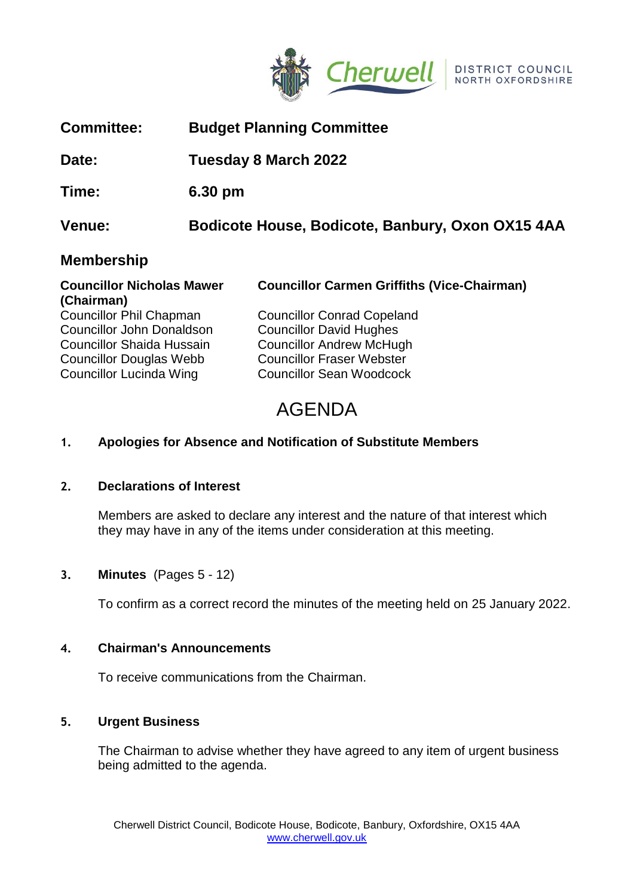Cherwell DISTRICT COUNCIL NORTH OXFORDSHIRE

**Committee:** Budget Planning Committee

**Date:** Tuesday 8 March 2022

**Time:** 6.30 pm

**Venue:** Bodicote House, Bodicote, Banbury, Oxon OX15 4AA

## Membership

**Councillor Nicholas Mawer (Chairman)**
**Councillor Carmen Griffiths (Vice-Chairman)**
Councillor Phil Chapman
Councillor Conrad Copeland
Councillor John Donaldson
Councillor David Hughes
Councillor Shaida Hussain
Councillor Andrew McHugh
Councillor Douglas Webb
Councillor Fraser Webster
Councillor Lucinda Wing
Councillor Sean Woodcock

# AGENDA

**1. Apologies for Absence and Notification of Substitute Members**

**2. Declarations of Interest**

Members are asked to declare any interest and the nature of that interest which they may have in any of the items under consideration at this meeting.

**3. Minutes** (Pages 5 - 12)

To confirm as a correct record the minutes of the meeting held on 25 January 2022.

**4. Chairman's Announcements**

To receive communications from the Chairman.

**5. Urgent Business**

The Chairman to advise whether they have agreed to any item of urgent business being admitted to the agenda.

Cherwell District Council, Bodicote House, Bodicote, Banbury, Oxfordshire, OX15 4AA
www.cherwell.gov.uk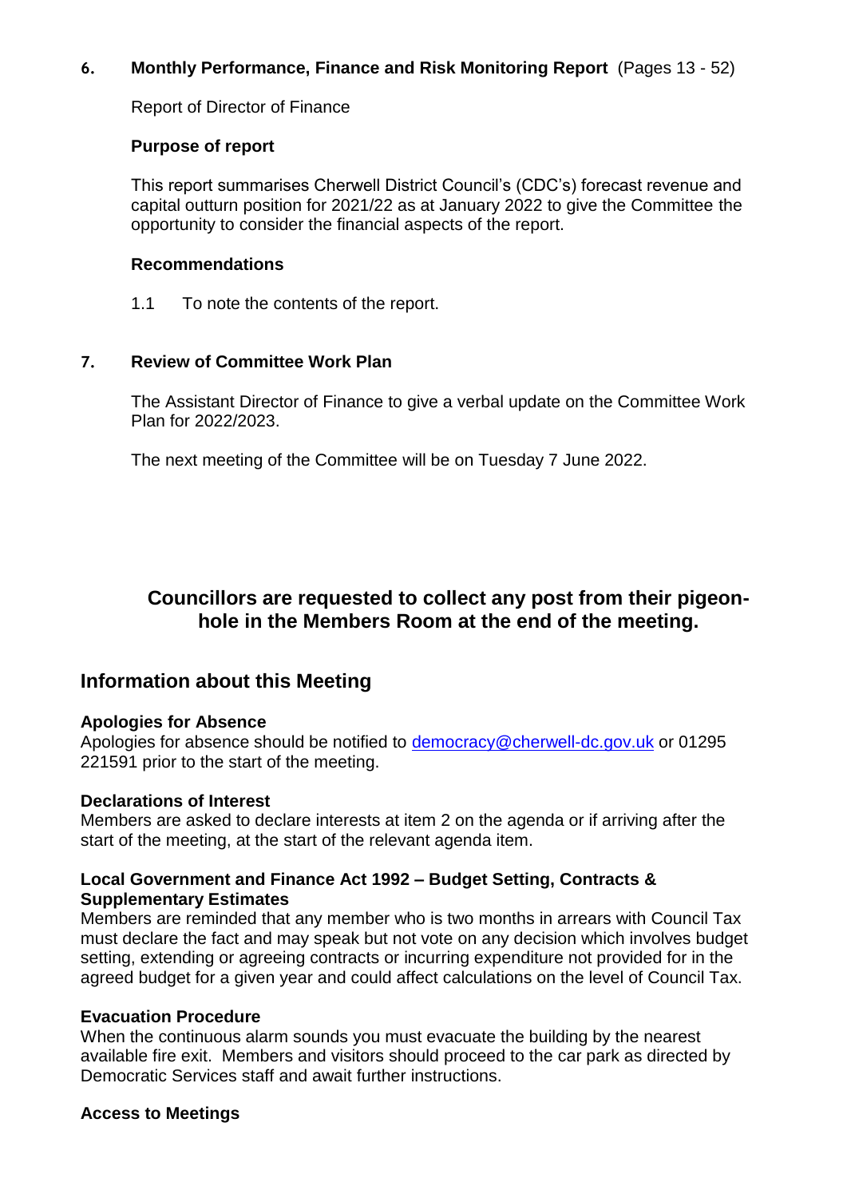**6. Monthly Performance, Finance and Risk Monitoring Report** (Pages 13 - 52)

Report of Director of Finance

**Purpose of report**

This report summarises Cherwell District Council's (CDC's) forecast revenue and capital outturn position for 2021/22 as at January 2022 to give the Committee the opportunity to consider the financial aspects of the report.

**Recommendations**

1.1 To note the contents of the report.

**7. Review of Committee Work Plan**

The Assistant Director of Finance to give a verbal update on the Committee Work Plan for 2022/2023.

The next meeting of the Committee will be on Tuesday 7 June 2022.

**Councillors are requested to collect any post from their pigeon-hole in the Members Room at the end of the meeting.**

## Information about this Meeting

**Apologies for Absence**
Apologies for absence should be notified to democracy@cherwell-dc.gov.uk or 01295 221591 prior to the start of the meeting.

**Declarations of Interest**
Members are asked to declare interests at item 2 on the agenda or if arriving after the start of the meeting, at the start of the relevant agenda item.

**Local Government and Finance Act 1992 – Budget Setting, Contracts & Supplementary Estimates**
Members are reminded that any member who is two months in arrears with Council Tax must declare the fact and may speak but not vote on any decision which involves budget setting, extending or agreeing contracts or incurring expenditure not provided for in the agreed budget for a given year and could affect calculations on the level of Council Tax.

**Evacuation Procedure**
When the continuous alarm sounds you must evacuate the building by the nearest available fire exit. Members and visitors should proceed to the car park as directed by Democratic Services staff and await further instructions.

**Access to Meetings**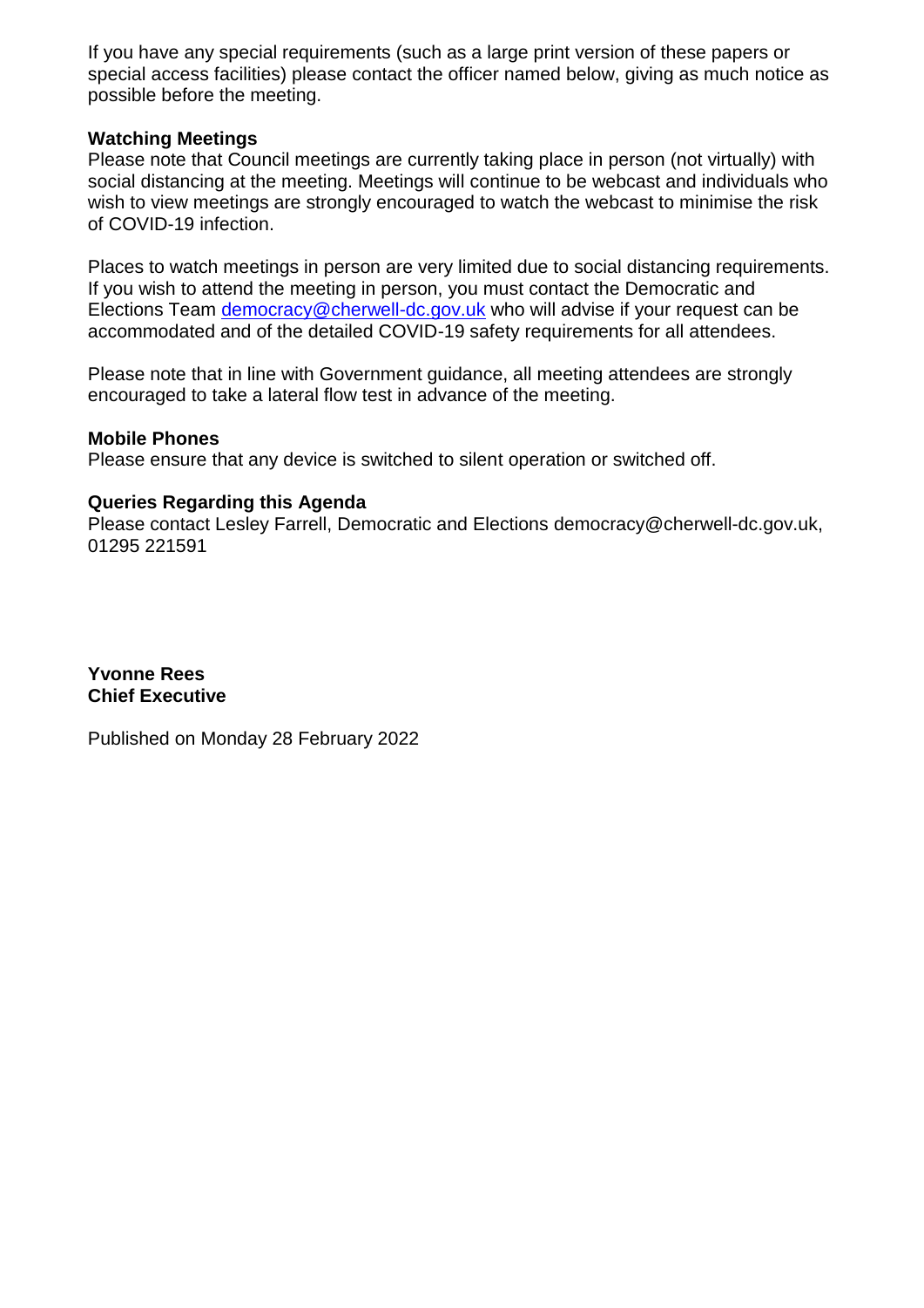If you have any special requirements (such as a large print version of these papers or special access facilities) please contact the officer named below, giving as much notice as possible before the meeting.

**Watching Meetings**
Please note that Council meetings are currently taking place in person (not virtually) with social distancing at the meeting. Meetings will continue to be webcast and individuals who wish to view meetings are strongly encouraged to watch the webcast to minimise the risk of COVID-19 infection.

Places to watch meetings in person are very limited due to social distancing requirements. If you wish to attend the meeting in person, you must contact the Democratic and Elections Team democracy@cherwell-dc.gov.uk who will advise if your request can be accommodated and of the detailed COVID-19 safety requirements for all attendees.

Please note that in line with Government guidance, all meeting attendees are strongly encouraged to take a lateral flow test in advance of the meeting.

**Mobile Phones**
Please ensure that any device is switched to silent operation or switched off.

**Queries Regarding this Agenda**
Please contact Lesley Farrell, Democratic and Elections democracy@cherwell-dc.gov.uk, 01295 221591

**Yvonne Rees**
**Chief Executive**

Published on Monday 28 February 2022